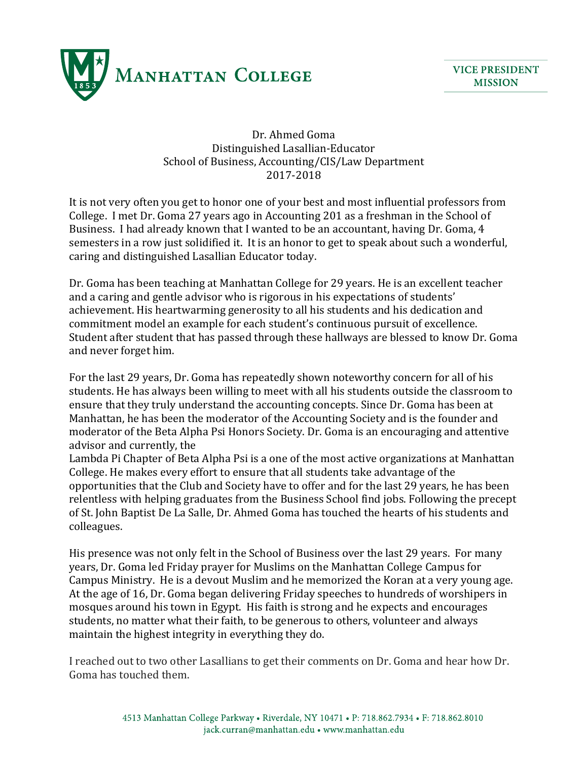MANHATTAN COLLEGE

VICE PRESIDENT
MISSION

Dr. Ahmed Goma
Distinguished Lasallian-Educator
School of Business, Accounting/CIS/Law Department
2017-2018

It is not very often you get to honor one of your best and most influential professors from College. I met Dr. Goma 27 years ago in Accounting 201 as a freshman in the School of Business. I had already known that I wanted to be an accountant, having Dr. Goma, 4 semesters in a row just solidified it. It is an honor to get to speak about such a wonderful, caring and distinguished Lasallian Educator today.

Dr. Goma has been teaching at Manhattan College for 29 years. He is an excellent teacher and a caring and gentle advisor who is rigorous in his expectations of students' achievement. His heartwarming generosity to all his students and his dedication and commitment model an example for each student's continuous pursuit of excellence. Student after student that has passed through these hallways are blessed to know Dr. Goma and never forget him.

For the last 29 years, Dr. Goma has repeatedly shown noteworthy concern for all of his students. He has always been willing to meet with all his students outside the classroom to ensure that they truly understand the accounting concepts. Since Dr. Goma has been at Manhattan, he has been the moderator of the Accounting Society and is the founder and moderator of the Beta Alpha Psi Honors Society. Dr. Goma is an encouraging and attentive advisor and currently, the
Lambda Pi Chapter of Beta Alpha Psi is a one of the most active organizations at Manhattan College. He makes every effort to ensure that all students take advantage of the opportunities that the Club and Society have to offer and for the last 29 years, he has been relentless with helping graduates from the Business School find jobs. Following the precept of St. John Baptist De La Salle, Dr. Ahmed Goma has touched the hearts of his students and colleagues.

His presence was not only felt in the School of Business over the last 29 years. For many years, Dr. Goma led Friday prayer for Muslims on the Manhattan College Campus for Campus Ministry. He is a devout Muslim and he memorized the Koran at a very young age. At the age of 16, Dr. Goma began delivering Friday speeches to hundreds of worshipers in mosques around his town in Egypt. His faith is strong and he expects and encourages students, no matter what their faith, to be generous to others, volunteer and always maintain the highest integrity in everything they do.

I reached out to two other Lasallians to get their comments on Dr. Goma and hear how Dr. Goma has touched them.

4513 Manhattan College Parkway • Riverdale, NY 10471 • P: 718.862.7934 • F: 718.862.8010
jack.curran@manhattan.edu • www.manhattan.edu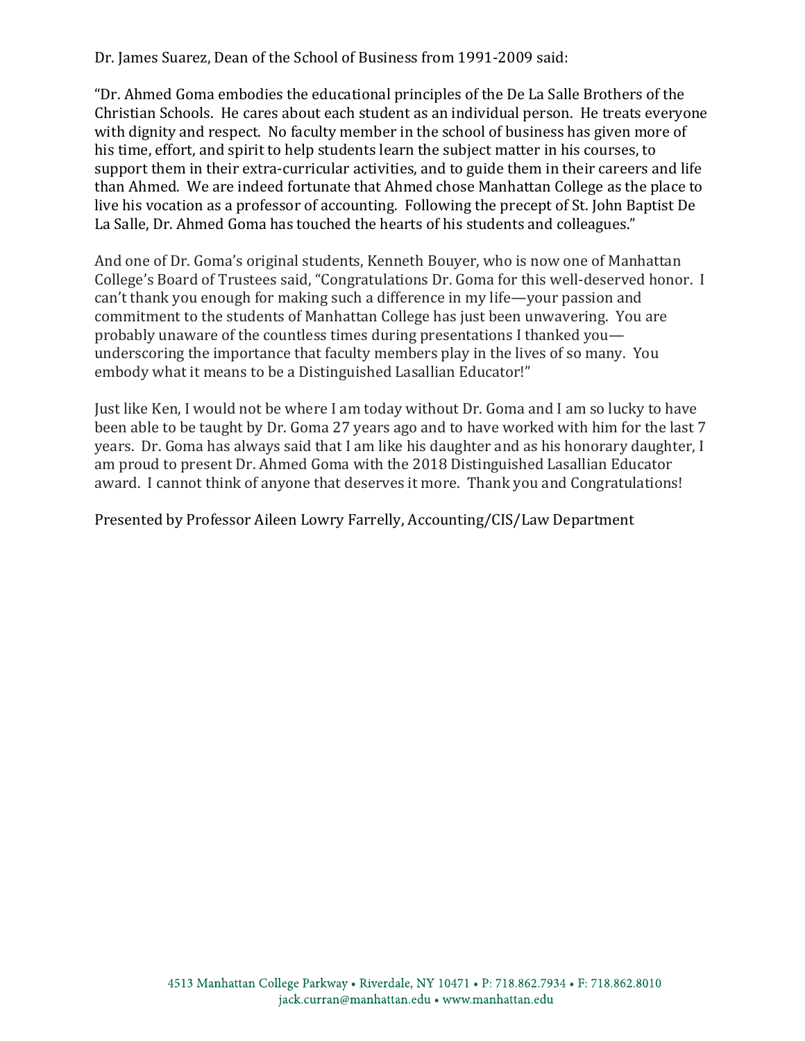Dr. James Suarez, Dean of the School of Business from 1991-2009 said:

"Dr. Ahmed Goma embodies the educational principles of the De La Salle Brothers of the Christian Schools. He cares about each student as an individual person. He treats everyone with dignity and respect. No faculty member in the school of business has given more of his time, effort, and spirit to help students learn the subject matter in his courses, to support them in their extra-curricular activities, and to guide them in their careers and life than Ahmed. We are indeed fortunate that Ahmed chose Manhattan College as the place to live his vocation as a professor of accounting. Following the precept of St. John Baptist De La Salle, Dr. Ahmed Goma has touched the hearts of his students and colleagues."

And one of Dr. Goma's original students, Kenneth Bouyer, who is now one of Manhattan College's Board of Trustees said, "Congratulations Dr. Goma for this well-deserved honor. I can't thank you enough for making such a difference in my life—your passion and commitment to the students of Manhattan College has just been unwavering. You are probably unaware of the countless times during presentations I thanked you—underscoring the importance that faculty members play in the lives of so many. You embody what it means to be a Distinguished Lasallian Educator!"

Just like Ken, I would not be where I am today without Dr. Goma and I am so lucky to have been able to be taught by Dr. Goma 27 years ago and to have worked with him for the last 7 years. Dr. Goma has always said that I am like his daughter and as his honorary daughter, I am proud to present Dr. Ahmed Goma with the 2018 Distinguished Lasallian Educator award. I cannot think of anyone that deserves it more. Thank you and Congratulations!

Presented by Professor Aileen Lowry Farrelly, Accounting/CIS/Law Department